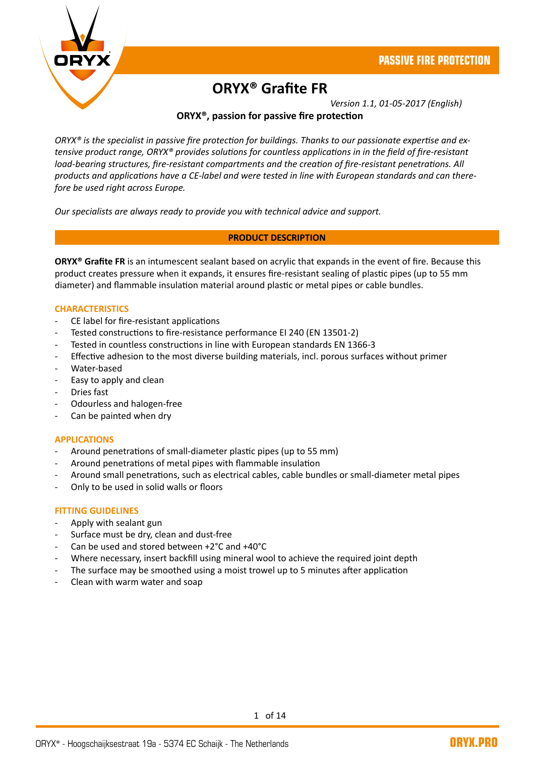PASSIVE FIRE PROTECTION

# ORYX® Grafite FR

*Version 1.1, 01-05-2017 (English)*

**ORYX®, passion for passive fire protection**

*ORYX® is the specialist in passive fire protection for buildings. Thanks to our passionate expertise and extensive product range, ORYX® provides solutions for countless applications in in the field of fire-resistant load-bearing structures, fire-resistant compartments and the creation of fire-resistant penetrations. All products and applications have a CE-label and were tested in line with European standards and can therefore be used right across Europe.*

*Our specialists are always ready to provide you with technical advice and support.*

## PRODUCT DESCRIPTION

**ORYX® Grafite FR** is an intumescent sealant based on acrylic that expands in the event of fire. Because this product creates pressure when it expands, it ensures fire-resistant sealing of plastic pipes (up to 55 mm diameter) and flammable insulation material around plastic or metal pipes or cable bundles.

### CHARACTERISTICS

- CE label for fire-resistant applications
- Tested constructions to fire-resistance performance EI 240 (EN 13501-2)
- Tested in countless constructions in line with European standards EN 1366-3
- Effective adhesion to the most diverse building materials, incl. porous surfaces without primer
- Water-based
- Easy to apply and clean
- Dries fast
- Odourless and halogen-free
- Can be painted when dry

### APPLICATIONS

- Around penetrations of small-diameter plastic pipes (up to 55 mm)
- Around penetrations of metal pipes with flammable insulation
- Around small penetrations, such as electrical cables, cable bundles or small-diameter metal pipes
- Only to be used in solid walls or floors

### FITTING GUIDELINES

- Apply with sealant gun
- Surface must be dry, clean and dust-free
- Can be used and stored between +2°C and +40°C
- Where necessary, insert backfill using mineral wool to achieve the required joint depth
- The surface may be smoothed using a moist trowel up to 5 minutes after application
- Clean with warm water and soap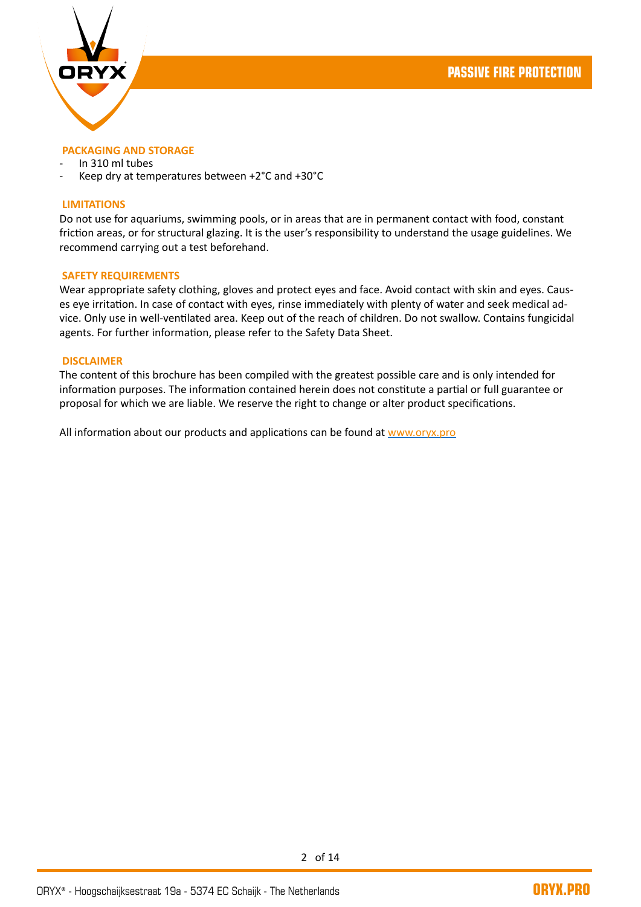## PACKAGING AND STORAGE

- In 310 ml tubes
- Keep dry at temperatures between +2°C and +30°C

## LIMITATIONS

Do not use for aquariums, swimming pools, or in areas that are in permanent contact with food, constant friction areas, or for structural glazing. It is the user's responsibility to understand the usage guidelines. We recommend carrying out a test beforehand.

## SAFETY REQUIREMENTS

Wear appropriate safety clothing, gloves and protect eyes and face. Avoid contact with skin and eyes. Causes eye irritation. In case of contact with eyes, rinse immediately with plenty of water and seek medical advice. Only use in well-ventilated area. Keep out of the reach of children. Do not swallow. Contains fungicidal agents. For further information, please refer to the Safety Data Sheet.

## DISCLAIMER

The content of this brochure has been compiled with the greatest possible care and is only intended for information purposes. The information contained herein does not constitute a partial or full guarantee or proposal for which we are liable. We reserve the right to change or alter product specifications.

All information about our products and applications can be found at www.oryx.pro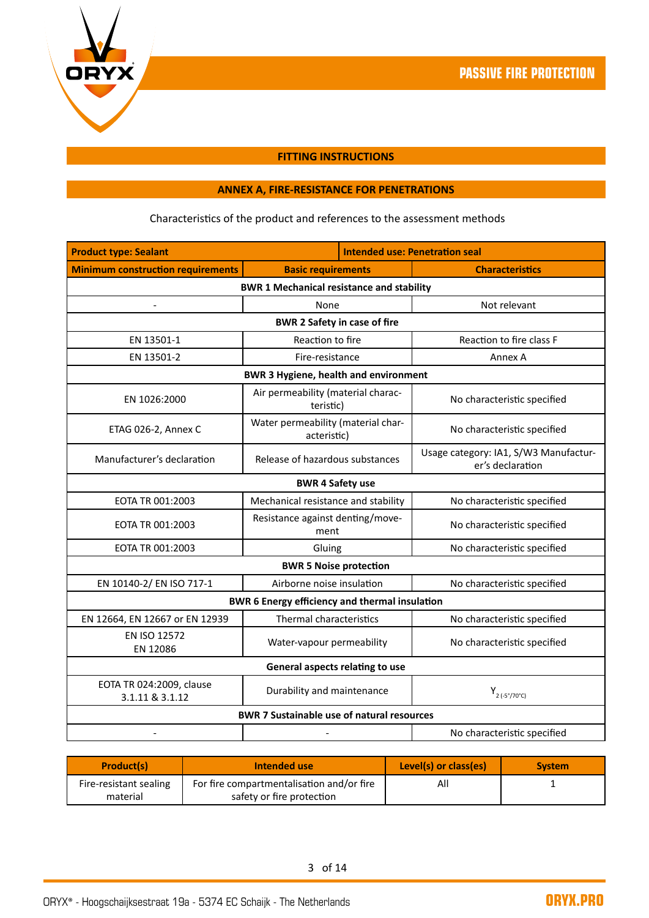## FITTING INSTRUCTIONS

## ANNEX A, FIRE-RESISTANCE FOR PENETRATIONS

Characteristics of the product and references to the assessment methods

| **Product type: Sealant** | | **Intended use: Penetration seal** |
|---|---|---|
| **Minimum construction requirements** | **Basic requirements** | **Characteristics** |
| **BWR 1 Mechanical resistance and stability** | | |
| - | None | Not relevant |
| **BWR 2 Safety in case of fire** | | |
| EN 13501-1 | Reaction to fire | Reaction to fire class F |
| EN 13501-2 | Fire-resistance | Annex A |
| **BWR 3 Hygiene, health and environment** | | |
| EN 1026:2000 | Air permeability (material characteristic) | No characteristic specified |
| ETAG 026-2, Annex C | Water permeability (material characteristic) | No characteristic specified |
| Manufacturer's declaration | Release of hazardous substances | Usage category: IA1, S/W3 Manufacturer's declaration |
| **BWR 4 Safety use** | | |
| EOTA TR 001:2003 | Mechanical resistance and stability | No characteristic specified |
| EOTA TR 001:2003 | Resistance against denting/movement | No characteristic specified |
| EOTA TR 001:2003 | Gluing | No characteristic specified |
| **BWR 5 Noise protection** | | |
| EN 10140-2/ EN ISO 717-1 | Airborne noise insulation | No characteristic specified |
| **BWR 6 Energy efficiency and thermal insulation** | | |
| EN 12664, EN 12667 or EN 12939 | Thermal characteristics | No characteristic specified |
| EN ISO 12572<br>EN 12086 | Water-vapour permeability | No characteristic specified |
| **General aspects relating to use** | | |
| EOTA TR 024:2009, clause 3.1.11 & 3.1.12 | Durability and maintenance | $Y_{2\,(-5°/70°C)}$ |
| **BWR 7 Sustainable use of natural resources** | | |
| - | - | No characteristic specified |

| Product(s) | Intended use | Level(s) or class(es) | System |
|---|---|---|---|
| Fire-resistant sealing material | For fire compartmentalisation and/or fire safety or fire protection | All | 1 |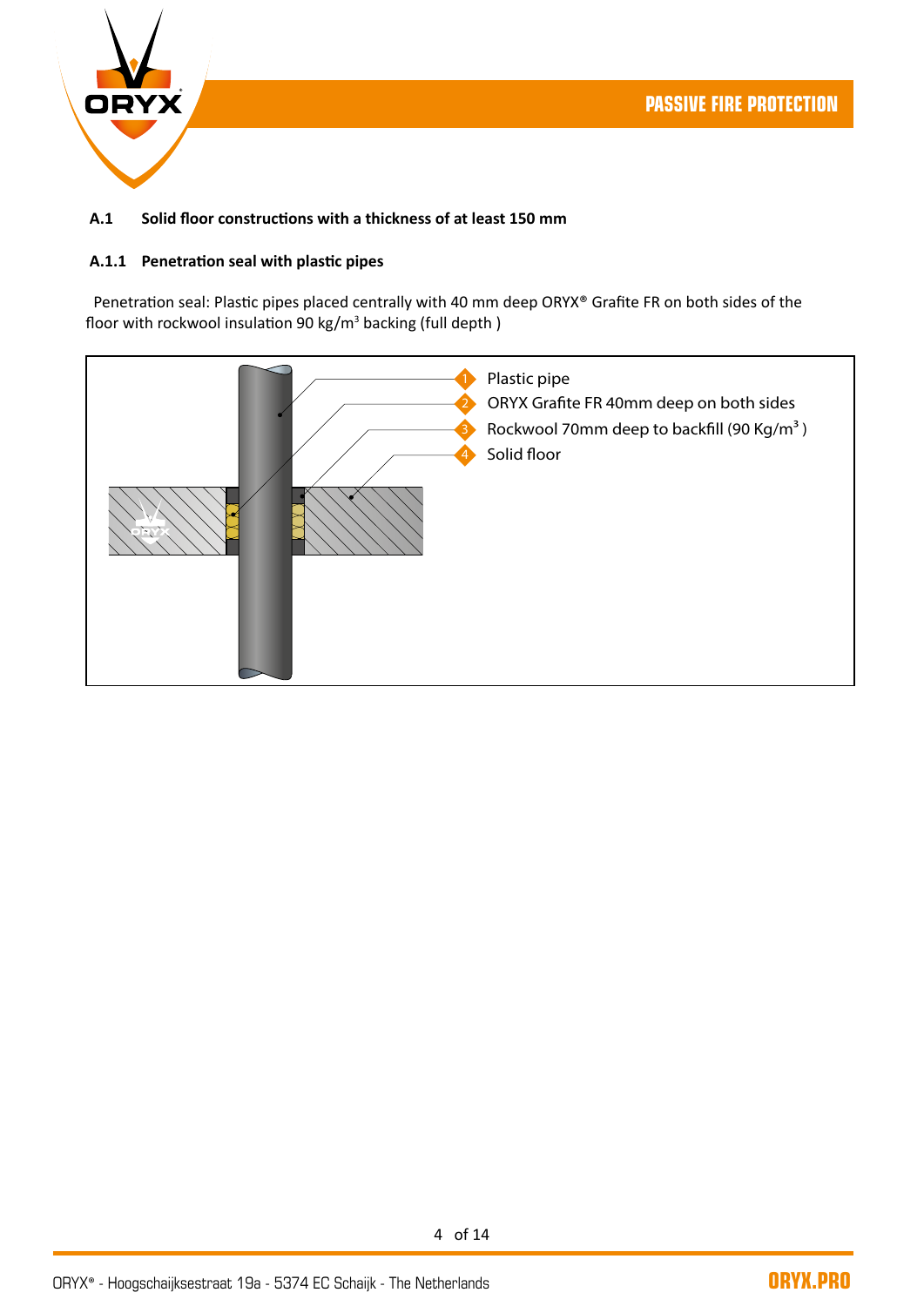### A.1 Solid floor constructions with a thickness of at least 150 mm

#### A.1.1 Penetration seal with plastic pipes

Penetration seal: Plastic pipes placed centrally with 40 mm deep ORYX® Grafite FR on both sides of the floor with rockwool insulation 90 kg/m³ backing (full depth )

1. Plastic pipe
2. ORYX Grafite FR 40mm deep on both sides
3. Rockwool 70mm deep to backfill (90 Kg/m³ )
4. Solid floor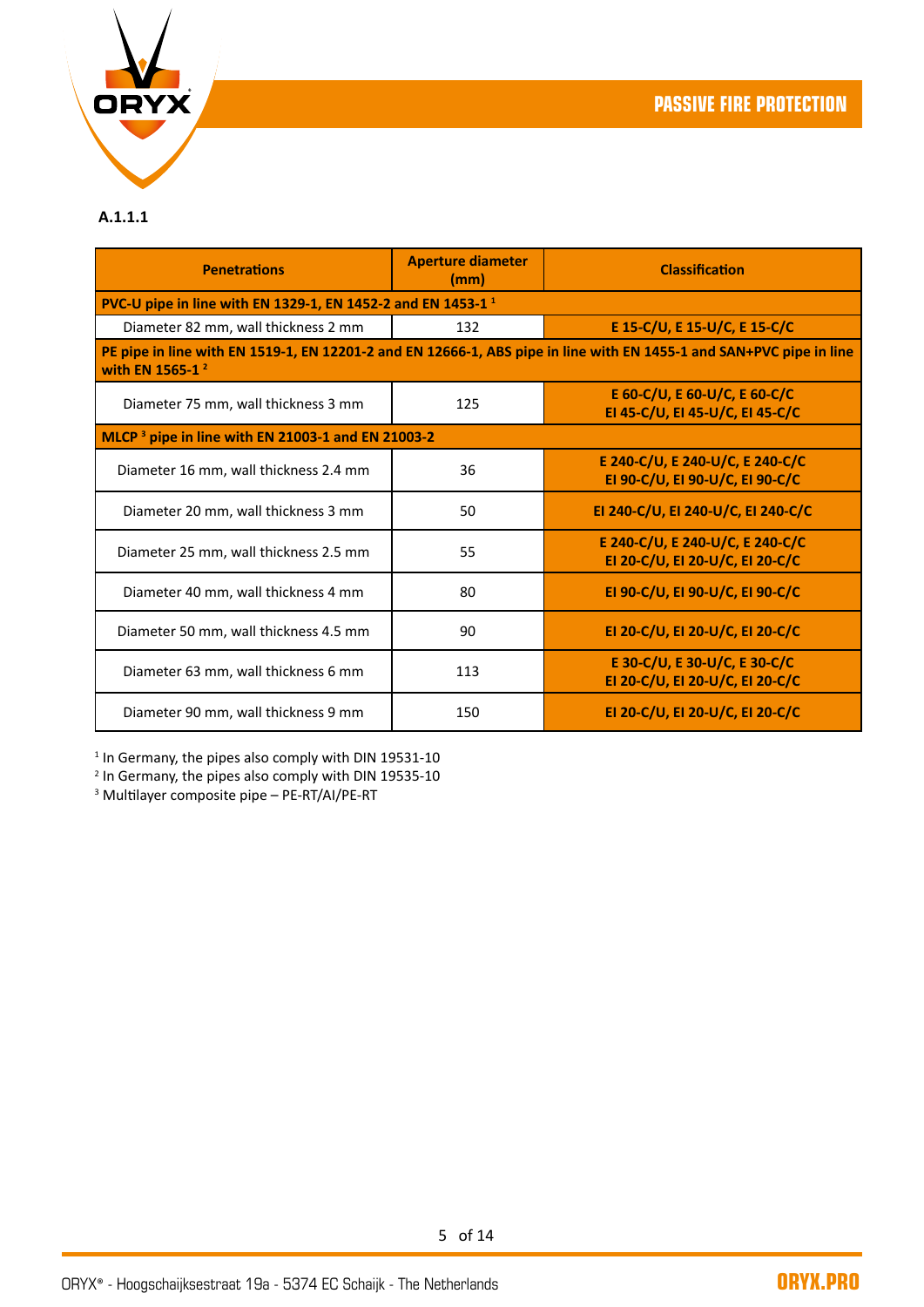**A.1.1.1**

| Penetrations | Aperture diameter (mm) | Classification |
|---|---|---|
| **PVC-U pipe in line with EN 1329-1, EN 1452-2 and EN 1453-1 [1]** | | |
| Diameter 82 mm, wall thickness 2 mm | 132 | E 15-C/U, E 15-U/C, E 15-C/C |
| **PE pipe in line with EN 1519-1, EN 12201-2 and EN 12666-1, ABS pipe in line with EN 1455-1 and SAN+PVC pipe in line with EN 1565-1 [2]** | | |
| Diameter 75 mm, wall thickness 3 mm | 125 | E 60-C/U, E 60-U/C, E 60-C/C<br>EI 45-C/U, EI 45-U/C, EI 45-C/C |
| **MLCP [3] pipe in line with EN 21003-1 and EN 21003-2** | | |
| Diameter 16 mm, wall thickness 2.4 mm | 36 | E 240-C/U, E 240-U/C, E 240-C/C<br>EI 90-C/U, EI 90-U/C, EI 90-C/C |
| Diameter 20 mm, wall thickness 3 mm | 50 | EI 240-C/U, EI 240-U/C, EI 240-C/C |
| Diameter 25 mm, wall thickness 2.5 mm | 55 | E 240-C/U, E 240-U/C, E 240-C/C<br>EI 20-C/U, EI 20-U/C, EI 20-C/C |
| Diameter 40 mm, wall thickness 4 mm | 80 | EI 90-C/U, EI 90-U/C, EI 90-C/C |
| Diameter 50 mm, wall thickness 4.5 mm | 90 | EI 20-C/U, EI 20-U/C, EI 20-C/C |
| Diameter 63 mm, wall thickness 6 mm | 113 | E 30-C/U, E 30-U/C, E 30-C/C<br>EI 20-C/U, EI 20-U/C, EI 20-C/C |
| Diameter 90 mm, wall thickness 9 mm | 150 | EI 20-C/U, EI 20-U/C, EI 20-C/C |

[1] In Germany, the pipes also comply with DIN 19531-10
[2] In Germany, the pipes also comply with DIN 19535-10
[3] Multilayer composite pipe – PE-RT/Al/PE-RT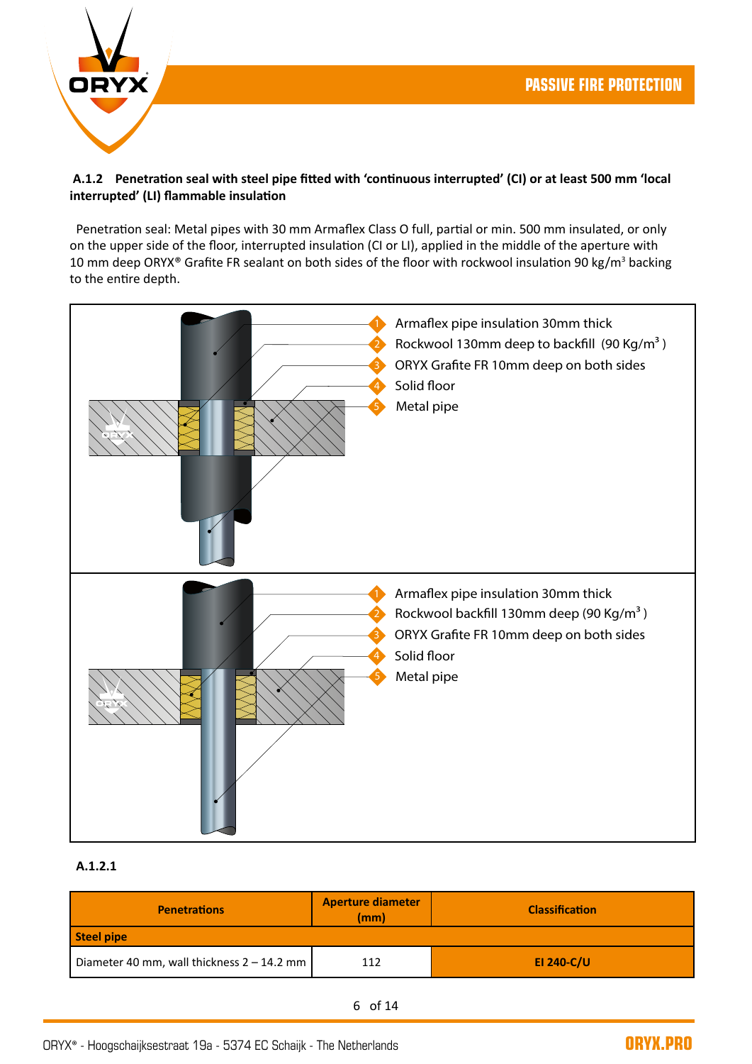### A.1.2 Penetration seal with steel pipe fitted with 'continuous interrupted' (CI) or at least 500 mm 'local interrupted' (LI) flammable insulation

Penetration seal: Metal pipes with 30 mm Armaflex Class O full, partial or min. 500 mm insulated, or only on the upper side of the floor, interrupted insulation (CI or LI), applied in the middle of the aperture with 10 mm deep ORYX® Grafite FR sealant on both sides of the floor with rockwool insulation 90 kg/m³ backing to the entire depth.

1. Armaflex pipe insulation 30mm thick
2. Rockwool 130mm deep to backfill (90 Kg/m³)
3. ORYX Grafite FR 10mm deep on both sides
4. Solid floor
5. Metal pipe

1. Armaflex pipe insulation 30mm thick
2. Rockwool backfill 130mm deep (90 Kg/m³)
3. ORYX Grafite FR 10mm deep on both sides
4. Solid floor
5. Metal pipe

**A.1.2.1**

| Penetrations | Aperture diameter (mm) | Classification |
|---|---|---|
| **Steel pipe** | | |
| Diameter 40 mm, wall thickness 2 – 14.2 mm | 112 | **EI 240-C/U** |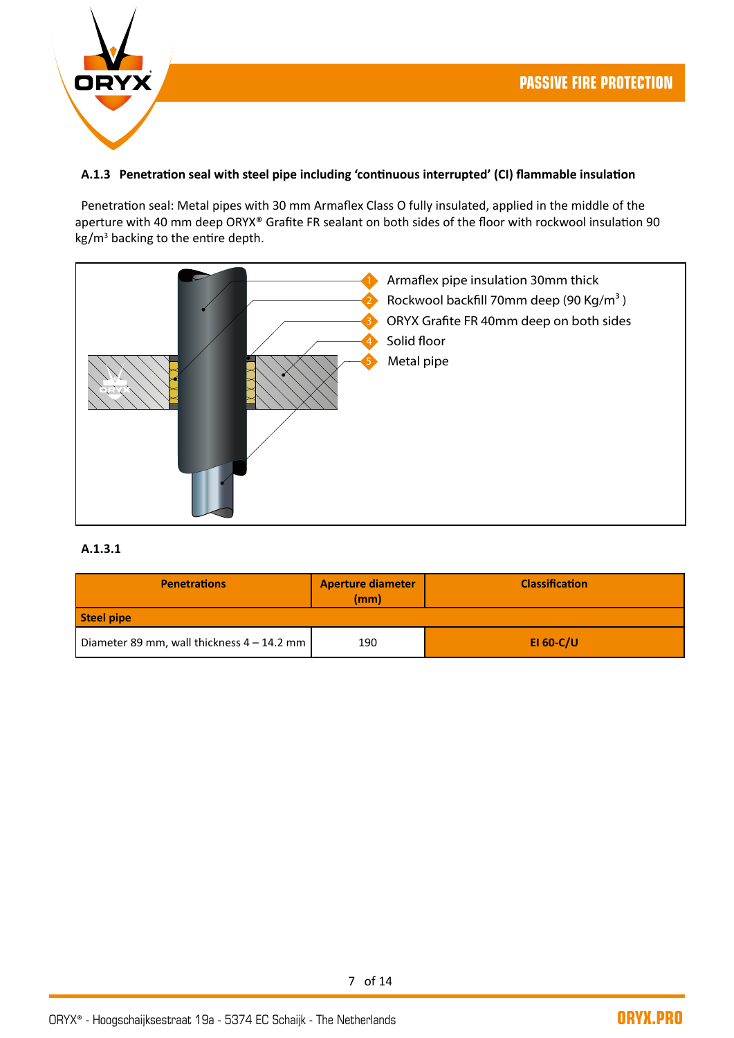### A.1.3 Penetration seal with steel pipe including 'continuous interrupted' (CI) flammable insulation

Penetration seal: Metal pipes with 30 mm Armaflex Class O fully insulated, applied in the middle of the aperture with 40 mm deep ORYX® Grafite FR sealant on both sides of the floor with rockwool insulation 90 kg/m³ backing to the entire depth.

1. Armaflex pipe insulation 30mm thick
2. Rockwool backfill 70mm deep (90 Kg/m³ )
3. ORYX Grafite FR 40mm deep on both sides
4. Solid floor
5. Metal pipe

**A.1.3.1**

| Penetrations | Aperture diameter (mm) | Classification |
|---|---|---|
| **Steel pipe** | | |
| Diameter 89 mm, wall thickness 4 – 14.2 mm | 190 | **EI 60-C/U** |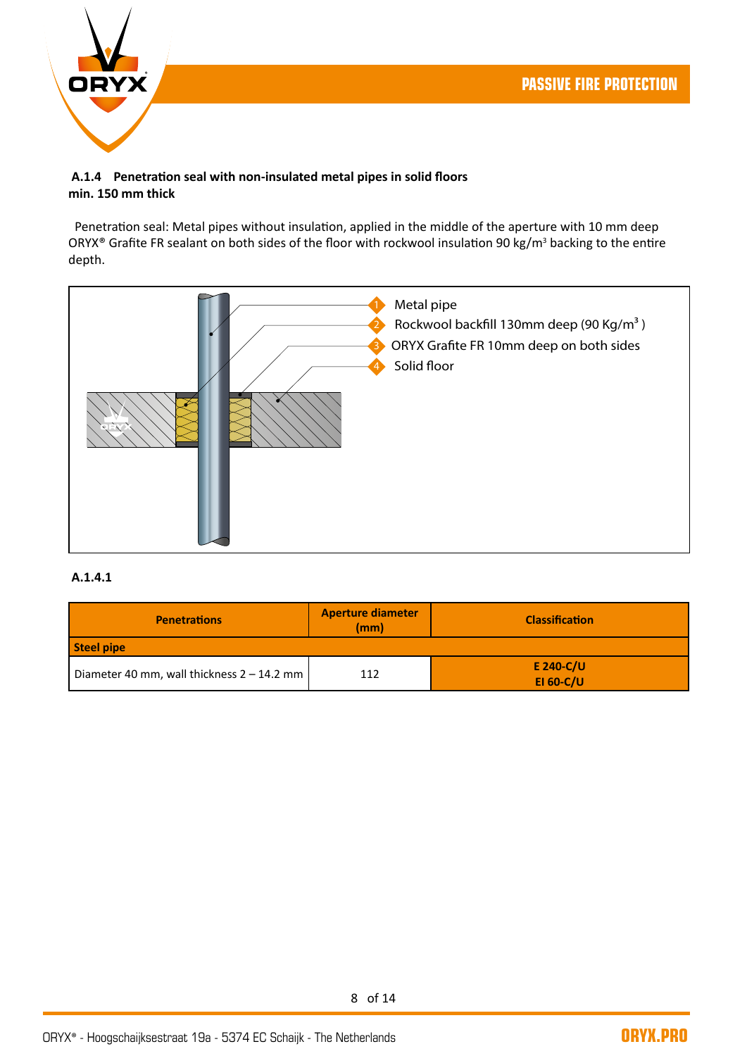### A.1.4 Penetration seal with non-insulated metal pipes in solid floors min. 150 mm thick

Penetration seal: Metal pipes without insulation, applied in the middle of the aperture with 10 mm deep ORYX® Grafite FR sealant on both sides of the floor with rockwool insulation 90 kg/m³ backing to the entire depth.

1. Metal pipe
2. Rockwool backfill 130mm deep (90 Kg/m³ )
3. ORYX Grafite FR 10mm deep on both sides
4. Solid floor

#### A.1.4.1

| Penetrations | Aperture diameter (mm) | Classification |
|---|---|---|
| **Steel pipe** | | |
| Diameter 40 mm, wall thickness 2 – 14.2 mm | 112 | **E 240-C/U**<br>**EI 60-C/U** |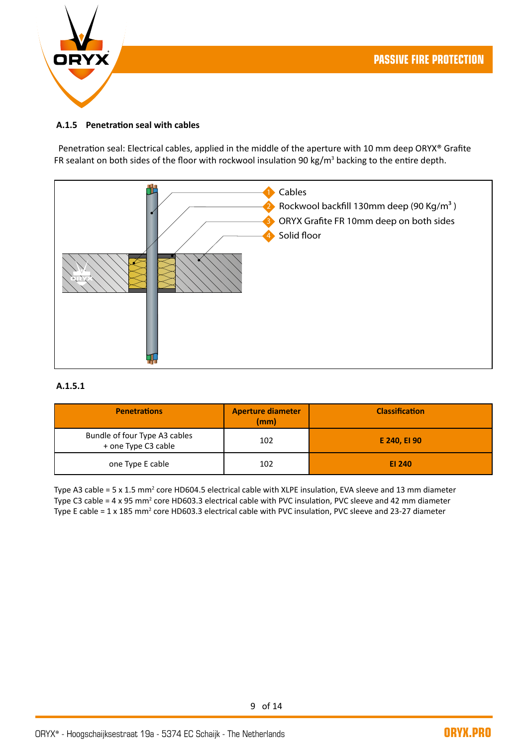### A.1.5 Penetration seal with cables

Penetration seal: Electrical cables, applied in the middle of the aperture with 10 mm deep ORYX® Grafite FR sealant on both sides of the floor with rockwool insulation 90 kg/m$^3$ backing to the entire depth.

1. Cables
2. Rockwool backfill 130mm deep (90 Kg/m$^3$ )
3. ORYX Grafite FR 10mm deep on both sides
4. Solid floor

#### A.1.5.1

| Penetrations | Aperture diameter (mm) | Classification |
|---|---|---|
| Bundle of four Type A3 cables + one Type C3 cable | 102 | **E 240, EI 90** |
| one Type E cable | 102 | **EI 240** |

Type A3 cable = 5 x 1.5 mm$^2$ core HD604.5 electrical cable with XLPE insulation, EVA sleeve and 13 mm diameter
Type C3 cable = 4 x 95 mm$^2$ core HD603.3 electrical cable with PVC insulation, PVC sleeve and 42 mm diameter
Type E cable = 1 x 185 mm$^2$ core HD603.3 electrical cable with PVC insulation, PVC sleeve and 23-27 diameter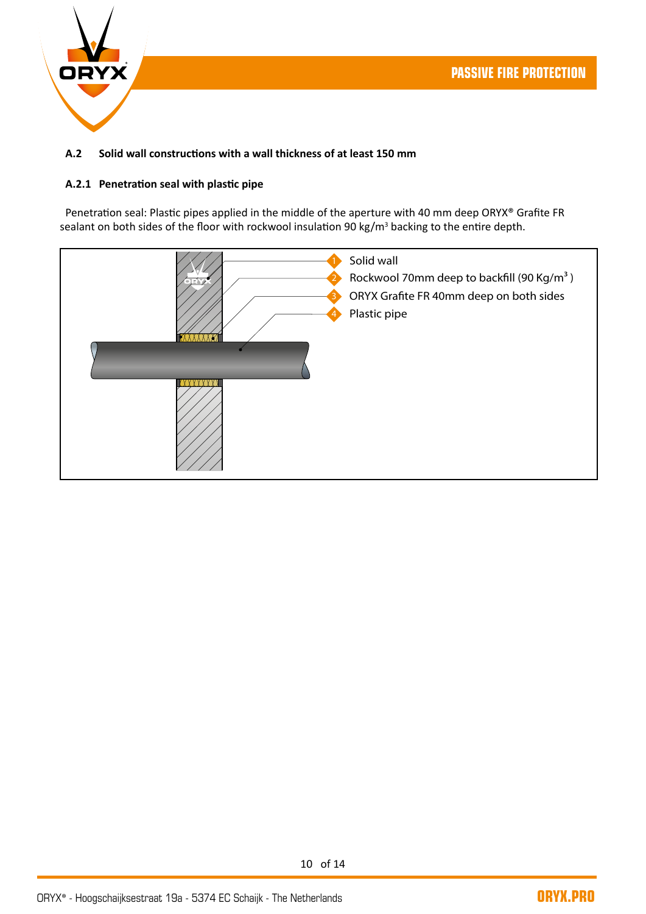## A.2 Solid wall constructions with a wall thickness of at least 150 mm

### A.2.1 Penetration seal with plastic pipe

Penetration seal: Plastic pipes applied in the middle of the aperture with 40 mm deep ORYX® Grafite FR sealant on both sides of the floor with rockwool insulation 90 kg/m³ backing to the entire depth.

1. Solid wall
2. Rockwool 70mm deep to backfill (90 Kg/m³ )
3. ORYX Grafite FR 40mm deep on both sides
4. Plastic pipe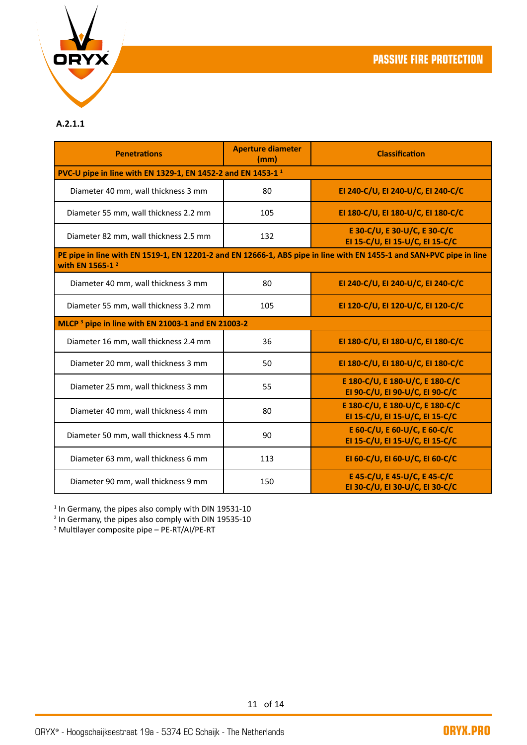A.2.1.1

| Penetrations | Aperture diameter (mm) | Classification |
|---|---|---|
| **PVC-U pipe in line with EN 1329-1, EN 1452-2 and EN 1453-1 [1]** | | |
| Diameter 40 mm, wall thickness 3 mm | 80 | **EI 240-C/U, EI 240-U/C, EI 240-C/C** |
| Diameter 55 mm, wall thickness 2.2 mm | 105 | **EI 180-C/U, EI 180-U/C, EI 180-C/C** |
| Diameter 82 mm, wall thickness 2.5 mm | 132 | **E 30-C/U, E 30-U/C, E 30-C/C EI 15-C/U, EI 15-U/C, EI 15-C/C** |
| **PE pipe in line with EN 1519-1, EN 12201-2 and EN 12666-1, ABS pipe in line with EN 1455-1 and SAN+PVC pipe in line with EN 1565-1 [2]** | | |
| Diameter 40 mm, wall thickness 3 mm | 80 | **EI 240-C/U, EI 240-U/C, EI 240-C/C** |
| Diameter 55 mm, wall thickness 3.2 mm | 105 | **EI 120-C/U, EI 120-U/C, EI 120-C/C** |
| **MLCP [3] pipe in line with EN 21003-1 and EN 21003-2** | | |
| Diameter 16 mm, wall thickness 2.4 mm | 36 | **EI 180-C/U, EI 180-U/C, EI 180-C/C** |
| Diameter 20 mm, wall thickness 3 mm | 50 | **EI 180-C/U, EI 180-U/C, EI 180-C/C** |
| Diameter 25 mm, wall thickness 3 mm | 55 | **E 180-C/U, E 180-U/C, E 180-C/C EI 90-C/U, EI 90-U/C, EI 90-C/C** |
| Diameter 40 mm, wall thickness 4 mm | 80 | **E 180-C/U, E 180-U/C, E 180-C/C EI 15-C/U, EI 15-U/C, EI 15-C/C** |
| Diameter 50 mm, wall thickness 4.5 mm | 90 | **E 60-C/U, E 60-U/C, E 60-C/C EI 15-C/U, EI 15-U/C, EI 15-C/C** |
| Diameter 63 mm, wall thickness 6 mm | 113 | **EI 60-C/U, EI 60-U/C, EI 60-C/C** |
| Diameter 90 mm, wall thickness 9 mm | 150 | **E 45-C/U, E 45-U/C, E 45-C/C EI 30-C/U, EI 30-U/C, EI 30-C/C** |

[1] In Germany, the pipes also comply with DIN 19531-10
[2] In Germany, the pipes also comply with DIN 19535-10
[3] Multilayer composite pipe – PE-RT/Al/PE-RT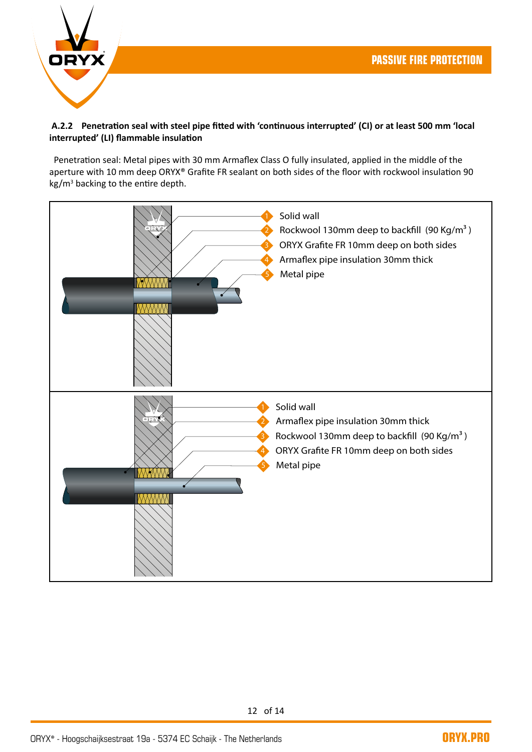### A.2.2 Penetration seal with steel pipe fitted with 'continuous interrupted' (CI) or at least 500 mm 'local interrupted' (LI) flammable insulation

Penetration seal: Metal pipes with 30 mm Armaflex Class O fully insulated, applied in the middle of the aperture with 10 mm deep ORYX® Grafite FR sealant on both sides of the floor with rockwool insulation 90 kg/m³ backing to the entire depth.

1. Solid wall
2. Rockwool 130mm deep to backfill (90 Kg/m³)
3. ORYX Grafite FR 10mm deep on both sides
4. Armaflex pipe insulation 30mm thick
5. Metal pipe

---

1. Solid wall
2. Armaflex pipe insulation 30mm thick
3. Rockwool 130mm deep to backfill (90 Kg/m³)
4. ORYX Grafite FR 10mm deep on both sides
5. Metal pipe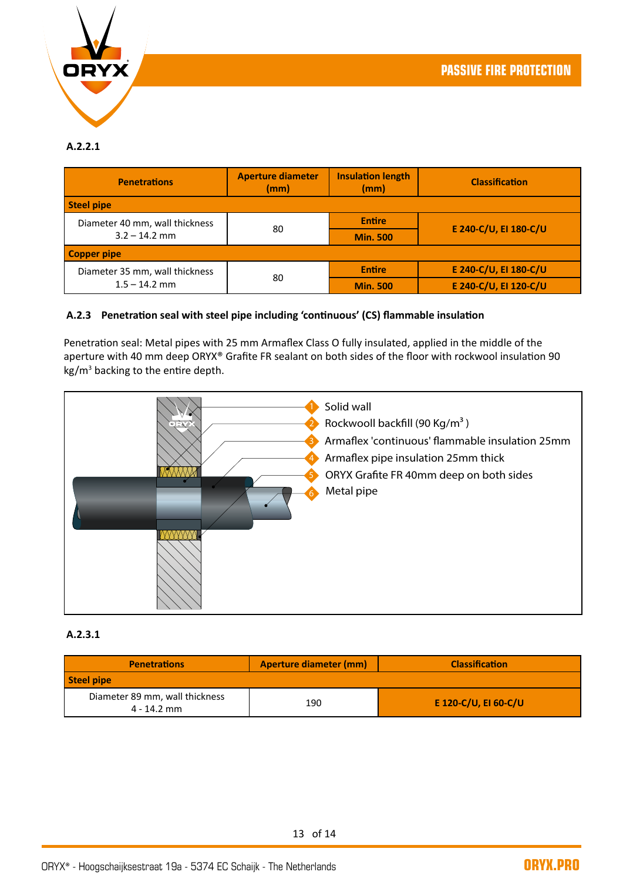A.2.2.1

| Penetrations | Aperture diameter (mm) | Insulation length (mm) | Classification |
|---|---|---|---|
| **Steel pipe** | | | |
| Diameter 40 mm, wall thickness 3.2 – 14.2 mm | 80 | Entire | E 240-C/U, EI 180-C/U |
| | | Min. 500 | |
| **Copper pipe** | | | |
| Diameter 35 mm, wall thickness 1.5 – 14.2 mm | 80 | Entire | E 240-C/U, EI 180-C/U |
| | | Min. 500 | E 240-C/U, EI 120-C/U |

### A.2.3 Penetration seal with steel pipe including 'continuous' (CS) flammable insulation

Penetration seal: Metal pipes with 25 mm Armaflex Class O fully insulated, applied in the middle of the aperture with 40 mm deep ORYX® Grafite FR sealant on both sides of the floor with rockwool insulation 90 kg/m$^3$ backing to the entire depth.

1. Solid wall
2. Rockwool backfill (90 Kg/m$^3$ )
3. Armaflex 'continuous' flammable insulation 25mm
4. Armaflex pipe insulation 25mm thick
5. ORYX Grafite FR 40mm deep on both sides
6. Metal pipe

A.2.3.1

| Penetrations | Aperture diameter (mm) | Classification |
|---|---|---|
| **Steel pipe** | | |
| Diameter 89 mm, wall thickness 4 - 14.2 mm | 190 | E 120-C/U, EI 60-C/U |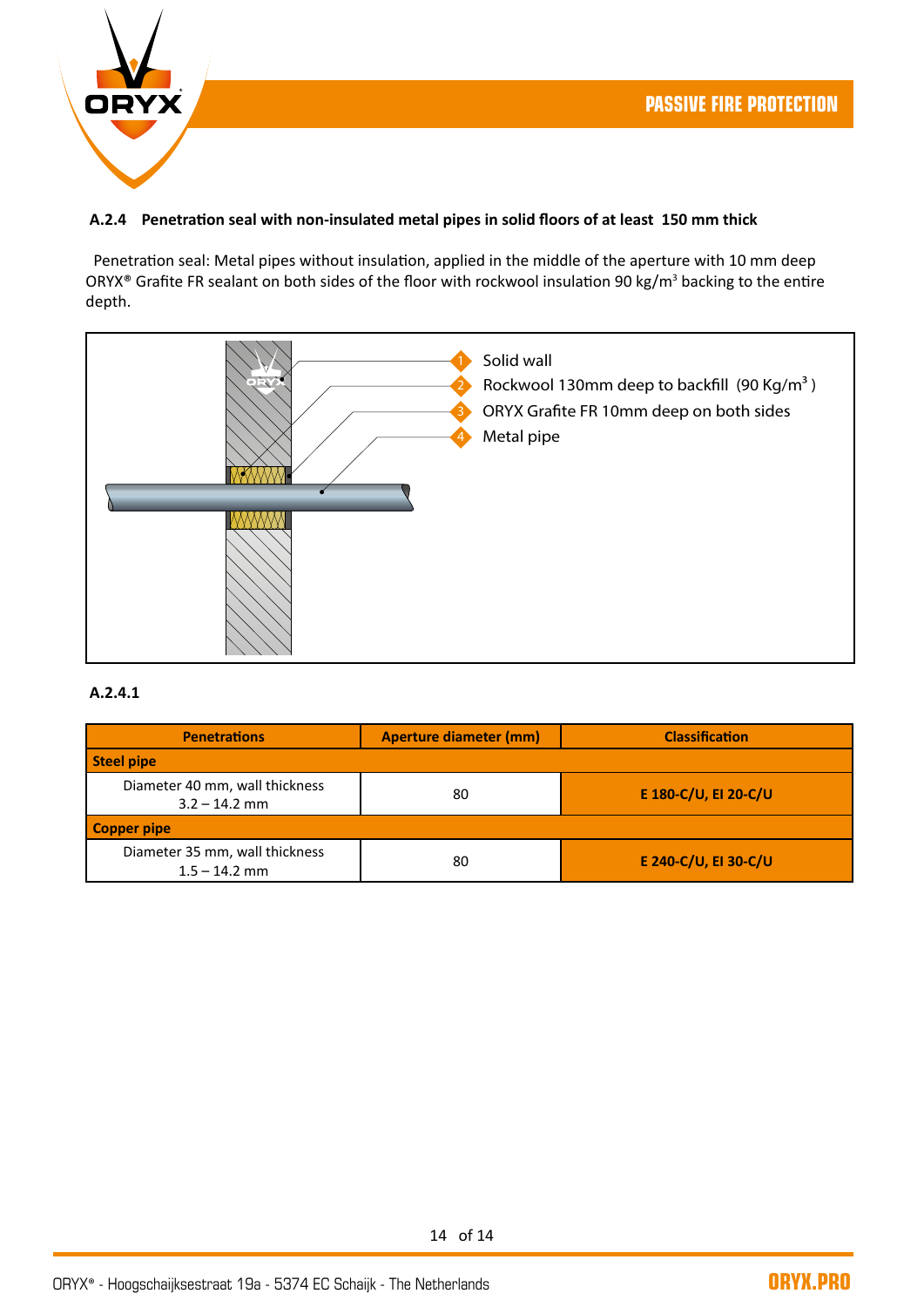### A.2.4 Penetration seal with non-insulated metal pipes in solid floors of at least 150 mm thick

Penetration seal: Metal pipes without insulation, applied in the middle of the aperture with 10 mm deep ORYX® Grafite FR sealant on both sides of the floor with rockwool insulation 90 kg/m³ backing to the entire depth.

1 Solid wall
2 Rockwool 130mm deep to backfill (90 Kg/m³ )
3 ORYX Grafite FR 10mm deep on both sides
4 Metal pipe

**A.2.4.1**

| Penetrations | Aperture diameter (mm) | Classification |
|---|---|---|
| **Steel pipe** | | |
| Diameter 40 mm, wall thickness 3.2 – 14.2 mm | 80 | **E 180-C/U, EI 20-C/U** |
| **Copper pipe** | | |
| Diameter 35 mm, wall thickness 1.5 – 14.2 mm | 80 | **E 240-C/U, EI 30-C/U** |